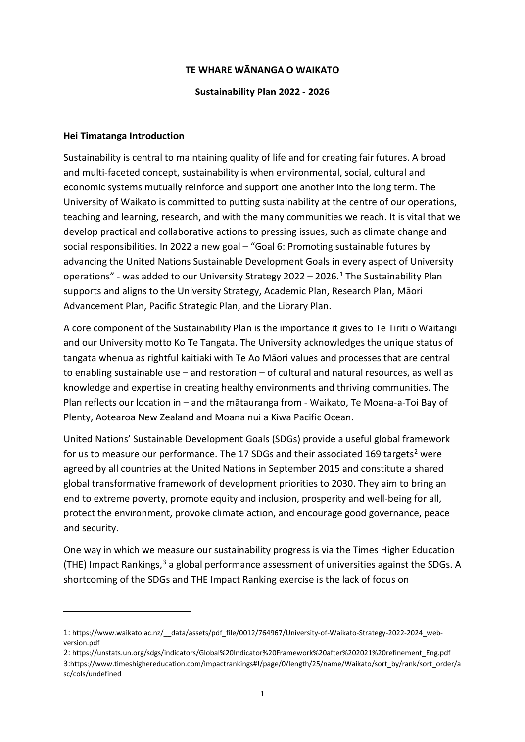**TE WHARE WĀNANGA O WAIKATO**

**Sustainability Plan 2022 - 2026**

## Hei Timatanga Introduction

Sustainability is central to maintaining quality of life and for creating fair futures. A broad and multi-faceted concept, sustainability is when environmental, social, cultural and economic systems mutually reinforce and support one another into the long term. The University of Waikato is committed to putting sustainability at the centre of our operations, teaching and learning, research, and with the many communities we reach. It is vital that we develop practical and collaborative actions to pressing issues, such as climate change and social responsibilities. In 2022 a new goal – "Goal 6: Promoting sustainable futures by advancing the United Nations Sustainable Development Goals in every aspect of University operations" - was added to our University Strategy 2022 – 2026.[1] The Sustainability Plan supports and aligns to the University Strategy, Academic Plan, Research Plan, Māori Advancement Plan, Pacific Strategic Plan, and the Library Plan.

A core component of the Sustainability Plan is the importance it gives to Te Tiriti o Waitangi and our University motto Ko Te Tangata. The University acknowledges the unique status of tangata whenua as rightful kaitiaki with Te Ao Māori values and processes that are central to enabling sustainable use – and restoration – of cultural and natural resources, as well as knowledge and expertise in creating healthy environments and thriving communities. The Plan reflects our location in – and the mātauranga from - Waikato, Te Moana-a-Toi Bay of Plenty, Aotearoa New Zealand and Moana nui a Kiwa Pacific Ocean.

United Nations' Sustainable Development Goals (SDGs) provide a useful global framework for us to measure our performance. The 17 SDGs and their associated 169 targets[2] were agreed by all countries at the United Nations in September 2015 and constitute a shared global transformative framework of development priorities to 2030. They aim to bring an end to extreme poverty, promote equity and inclusion, prosperity and well-being for all, protect the environment, provoke climate action, and encourage good governance, peace and security.

One way in which we measure our sustainability progress is via the Times Higher Education (THE) Impact Rankings,[3] a global performance assessment of universities against the SDGs. A shortcoming of the SDGs and THE Impact Ranking exercise is the lack of focus on

---

1: https://www.waikato.ac.nz/__data/assets/pdf_file/0012/764967/University-of-Waikato-Strategy-2022-2024_web-version.pdf

2: https://unstats.un.org/sdgs/indicators/Global%20Indicator%20Framework%20after%202021%20refinement_Eng.pdf

3:https://www.timeshighereducation.com/impactrankings#!/page/0/length/25/name/Waikato/sort_by/rank/sort_order/asc/cols/undefined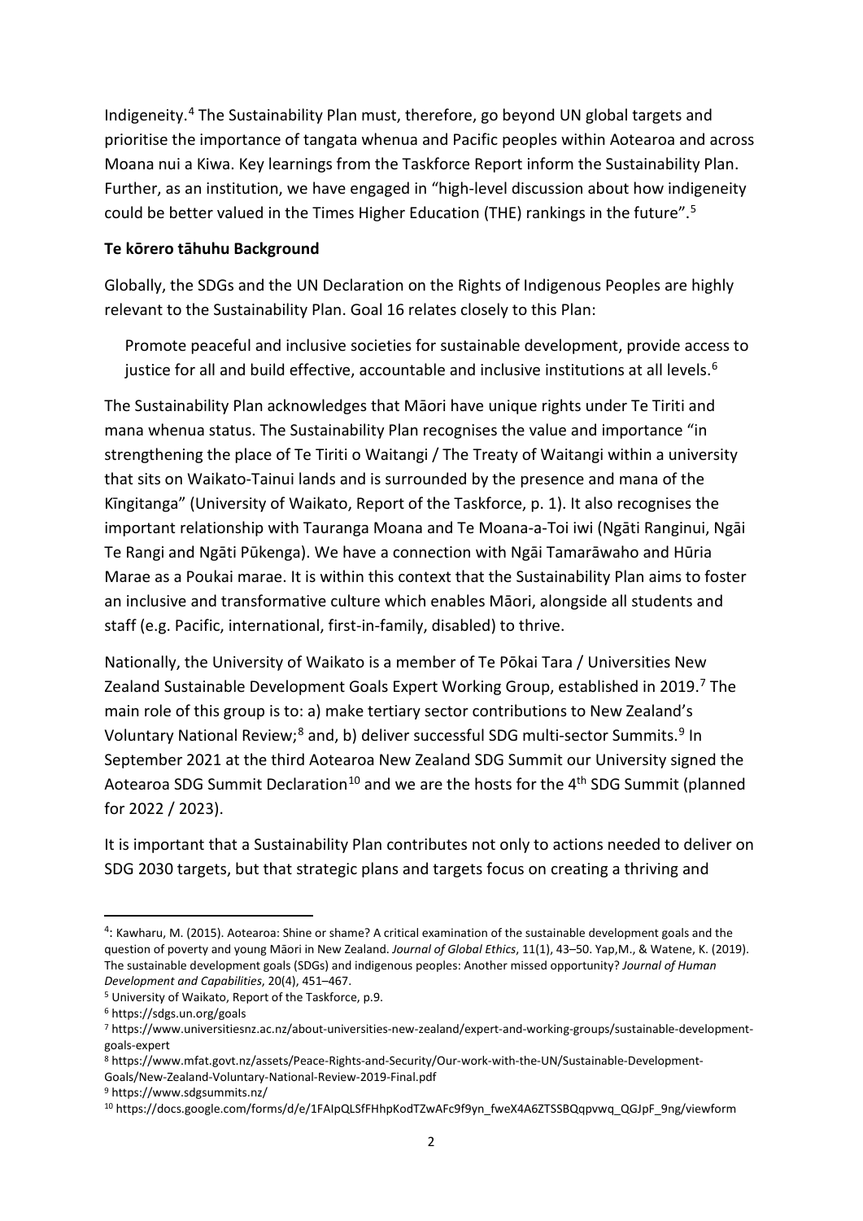Indigeneity.[4] The Sustainability Plan must, therefore, go beyond UN global targets and prioritise the importance of tangata whenua and Pacific peoples within Aotearoa and across Moana nui a Kiwa. Key learnings from the Taskforce Report inform the Sustainability Plan. Further, as an institution, we have engaged in "high-level discussion about how indigeneity could be better valued in the Times Higher Education (THE) rankings in the future".[5]

**Te kōrero tāhuhu Background**

Globally, the SDGs and the UN Declaration on the Rights of Indigenous Peoples are highly relevant to the Sustainability Plan. Goal 16 relates closely to this Plan:

> Promote peaceful and inclusive societies for sustainable development, provide access to justice for all and build effective, accountable and inclusive institutions at all levels.[6]

The Sustainability Plan acknowledges that Māori have unique rights under Te Tiriti and mana whenua status. The Sustainability Plan recognises the value and importance "in strengthening the place of Te Tiriti o Waitangi / The Treaty of Waitangi within a university that sits on Waikato-Tainui lands and is surrounded by the presence and mana of the Kīngitanga" (University of Waikato, Report of the Taskforce, p. 1). It also recognises the important relationship with Tauranga Moana and Te Moana-a-Toi iwi (Ngāti Ranginui, Ngāi Te Rangi and Ngāti Pūkenga). We have a connection with Ngāi Tamarāwaho and Hūria Marae as a Poukai marae. It is within this context that the Sustainability Plan aims to foster an inclusive and transformative culture which enables Māori, alongside all students and staff (e.g. Pacific, international, first-in-family, disabled) to thrive.

Nationally, the University of Waikato is a member of Te Pōkai Tara / Universities New Zealand Sustainable Development Goals Expert Working Group, established in 2019.[7] The main role of this group is to: a) make tertiary sector contributions to New Zealand's Voluntary National Review;[8] and, b) deliver successful SDG multi-sector Summits.[9] In September 2021 at the third Aotearoa New Zealand SDG Summit our University signed the Aotearoa SDG Summit Declaration[10] and we are the hosts for the 4th SDG Summit (planned for 2022 / 2023).

It is important that a Sustainability Plan contributes not only to actions needed to deliver on SDG 2030 targets, but that strategic plans and targets focus on creating a thriving and

---

[4]: Kawharu, M. (2015). Aotearoa: Shine or shame? A critical examination of the sustainable development goals and the question of poverty and young Māori in New Zealand. *Journal of Global Ethics*, 11(1), 43–50. Yap,M., & Watene, K. (2019). The sustainable development goals (SDGs) and indigenous peoples: Another missed opportunity? *Journal of Human Development and Capabilities*, 20(4), 451–467.

[5] University of Waikato, Report of the Taskforce, p.9.

[6] https://sdgs.un.org/goals

[7] https://www.universitiesnz.ac.nz/about-universities-new-zealand/expert-and-working-groups/sustainable-development-goals-expert

[8] https://www.mfat.govt.nz/assets/Peace-Rights-and-Security/Our-work-with-the-UN/Sustainable-Development-Goals/New-Zealand-Voluntary-National-Review-2019-Final.pdf

[9] https://www.sdgsummits.nz/

[10] https://docs.google.com/forms/d/e/1FAIpQLSfFHhpKodTZwAFc9f9yn_fweX4A6ZTSSBQqpvwq_QGJpF_9ng/viewform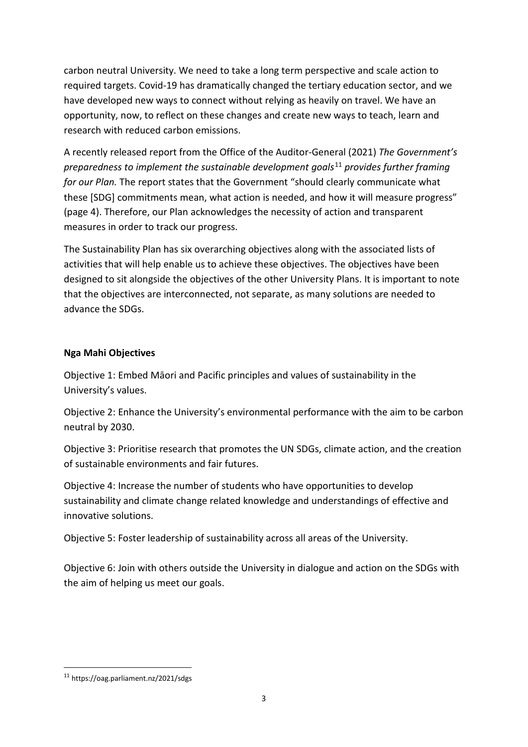carbon neutral University. We need to take a long term perspective and scale action to required targets. Covid-19 has dramatically changed the tertiary education sector, and we have developed new ways to connect without relying as heavily on travel. We have an opportunity, now, to reflect on these changes and create new ways to teach, learn and research with reduced carbon emissions.

A recently released report from the Office of the Auditor-General (2021) *The Government's preparedness to implement the sustainable development goals*[11] *provides further framing for our Plan.* The report states that the Government "should clearly communicate what these [SDG] commitments mean, what action is needed, and how it will measure progress" (page 4). Therefore, our Plan acknowledges the necessity of action and transparent measures in order to track our progress.

The Sustainability Plan has six overarching objectives along with the associated lists of activities that will help enable us to achieve these objectives. The objectives have been designed to sit alongside the objectives of the other University Plans. It is important to note that the objectives are interconnected, not separate, as many solutions are needed to advance the SDGs.

**Nga Mahi Objectives**

Objective 1: Embed Māori and Pacific principles and values of sustainability in the University's values.

Objective 2: Enhance the University's environmental performance with the aim to be carbon neutral by 2030.

Objective 3: Prioritise research that promotes the UN SDGs, climate action, and the creation of sustainable environments and fair futures.

Objective 4: Increase the number of students who have opportunities to develop sustainability and climate change related knowledge and understandings of effective and innovative solutions.

Objective 5: Foster leadership of sustainability across all areas of the University.

Objective 6: Join with others outside the University in dialogue and action on the SDGs with the aim of helping us meet our goals.

[11] https://oag.parliament.nz/2021/sdgs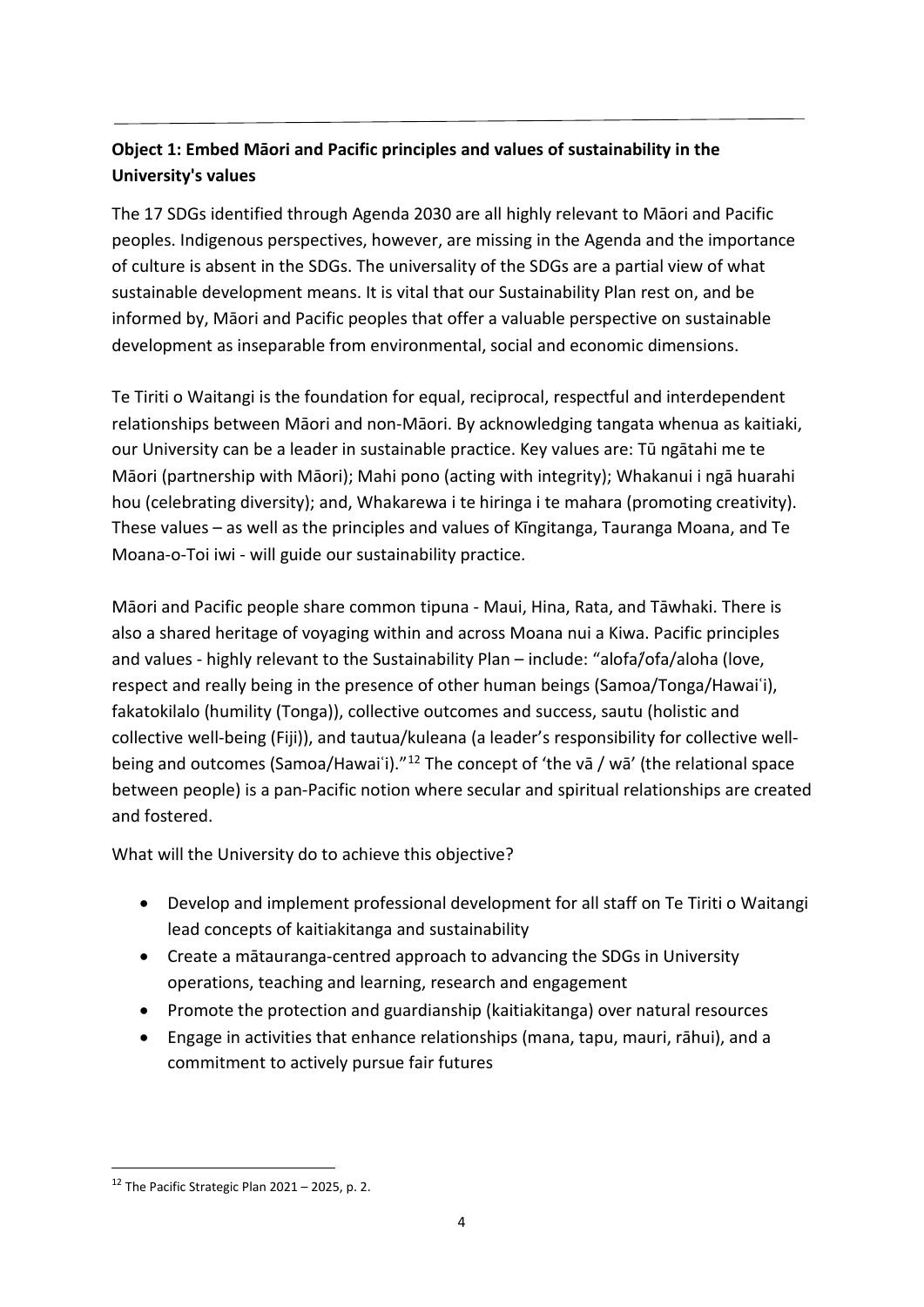**Object 1: Embed Māori and Pacific principles and values of sustainability in the University's values**

The 17 SDGs identified through Agenda 2030 are all highly relevant to Māori and Pacific peoples. Indigenous perspectives, however, are missing in the Agenda and the importance of culture is absent in the SDGs. The universality of the SDGs are a partial view of what sustainable development means. It is vital that our Sustainability Plan rest on, and be informed by, Māori and Pacific peoples that offer a valuable perspective on sustainable development as inseparable from environmental, social and economic dimensions.

Te Tiriti o Waitangi is the foundation for equal, reciprocal, respectful and interdependent relationships between Māori and non-Māori. By acknowledging tangata whenua as kaitiaki, our University can be a leader in sustainable practice. Key values are: Tū ngātahi me te Māori (partnership with Māori); Mahi pono (acting with integrity); Whakanui i ngā huarahi hou (celebrating diversity); and, Whakarewa i te hiringa i te mahara (promoting creativity). These values – as well as the principles and values of Kīngitanga, Tauranga Moana, and Te Moana-o-Toi iwi - will guide our sustainability practice.

Māori and Pacific people share common tipuna - Maui, Hina, Rata, and Tāwhaki. There is also a shared heritage of voyaging within and across Moana nui a Kiwa. Pacific principles and values - highly relevant to the Sustainability Plan – include: "alofa/ofa/aloha (love, respect and really being in the presence of other human beings (Samoa/Tonga/Hawaiʻi), fakatokilalo (humility (Tonga)), collective outcomes and success, sautu (holistic and collective well-being (Fiji)), and tautua/kuleana (a leader's responsibility for collective well-being and outcomes (Samoa/Hawaiʻi)."[12] The concept of 'the vā / wā' (the relational space between people) is a pan-Pacific notion where secular and spiritual relationships are created and fostered.

What will the University do to achieve this objective?

- Develop and implement professional development for all staff on Te Tiriti o Waitangi lead concepts of kaitiakitanga and sustainability
- Create a mātauranga-centred approach to advancing the SDGs in University operations, teaching and learning, research and engagement
- Promote the protection and guardianship (kaitiakitanga) over natural resources
- Engage in activities that enhance relationships (mana, tapu, mauri, rāhui), and a commitment to actively pursue fair futures

[12] The Pacific Strategic Plan 2021 – 2025, p. 2.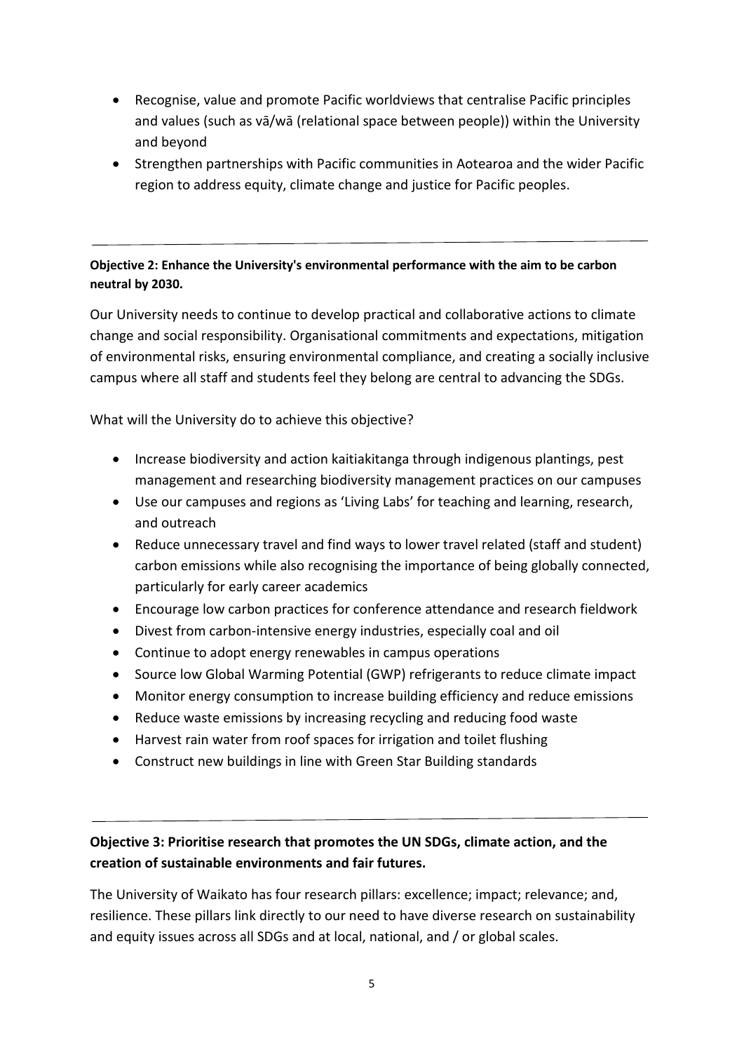- Recognise, value and promote Pacific worldviews that centralise Pacific principles and values (such as vā/wā (relational space between people)) within the University and beyond
- Strengthen partnerships with Pacific communities in Aotearoa and the wider Pacific region to address equity, climate change and justice for Pacific peoples.

---

**Objective 2: Enhance the University's environmental performance with the aim to be carbon neutral by 2030.**

Our University needs to continue to develop practical and collaborative actions to climate change and social responsibility. Organisational commitments and expectations, mitigation of environmental risks, ensuring environmental compliance, and creating a socially inclusive campus where all staff and students feel they belong are central to advancing the SDGs.

What will the University do to achieve this objective?

- Increase biodiversity and action kaitiakitanga through indigenous plantings, pest management and researching biodiversity management practices on our campuses
- Use our campuses and regions as 'Living Labs' for teaching and learning, research, and outreach
- Reduce unnecessary travel and find ways to lower travel related (staff and student) carbon emissions while also recognising the importance of being globally connected, particularly for early career academics
- Encourage low carbon practices for conference attendance and research fieldwork
- Divest from carbon-intensive energy industries, especially coal and oil
- Continue to adopt energy renewables in campus operations
- Source low Global Warming Potential (GWP) refrigerants to reduce climate impact
- Monitor energy consumption to increase building efficiency and reduce emissions
- Reduce waste emissions by increasing recycling and reducing food waste
- Harvest rain water from roof spaces for irrigation and toilet flushing
- Construct new buildings in line with Green Star Building standards

---

**Objective 3: Prioritise research that promotes the UN SDGs, climate action, and the creation of sustainable environments and fair futures.**

The University of Waikato has four research pillars: excellence; impact; relevance; and, resilience. These pillars link directly to our need to have diverse research on sustainability and equity issues across all SDGs and at local, national, and / or global scales.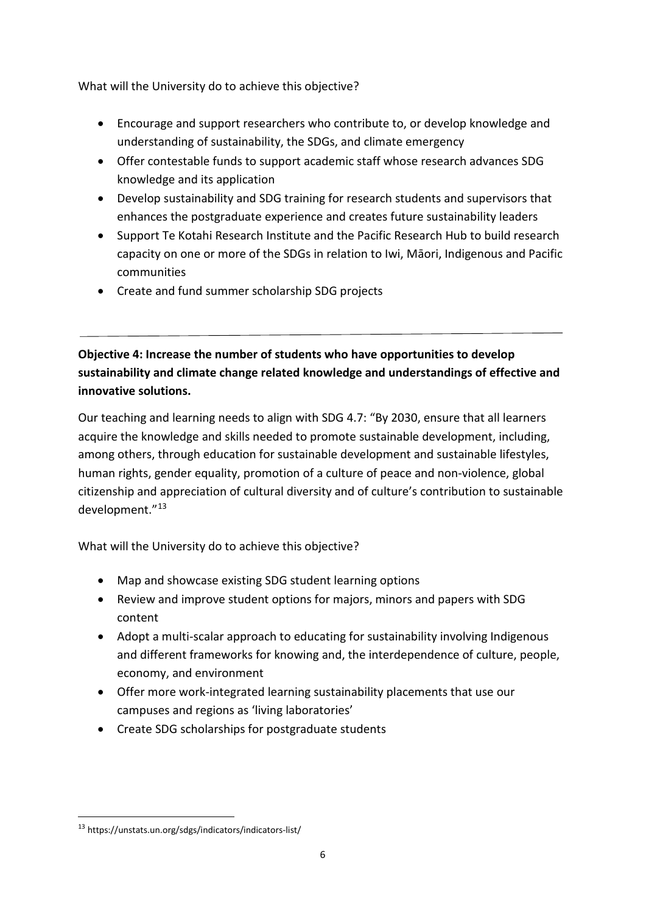What will the University do to achieve this objective?

- Encourage and support researchers who contribute to, or develop knowledge and understanding of sustainability, the SDGs, and climate emergency
- Offer contestable funds to support academic staff whose research advances SDG knowledge and its application
- Develop sustainability and SDG training for research students and supervisors that enhances the postgraduate experience and creates future sustainability leaders
- Support Te Kotahi Research Institute and the Pacific Research Hub to build research capacity on one or more of the SDGs in relation to Iwi, Māori, Indigenous and Pacific communities
- Create and fund summer scholarship SDG projects

---

**Objective 4: Increase the number of students who have opportunities to develop sustainability and climate change related knowledge and understandings of effective and innovative solutions.**

Our teaching and learning needs to align with SDG 4.7: "By 2030, ensure that all learners acquire the knowledge and skills needed to promote sustainable development, including, among others, through education for sustainable development and sustainable lifestyles, human rights, gender equality, promotion of a culture of peace and non-violence, global citizenship and appreciation of cultural diversity and of culture's contribution to sustainable development."[13]

What will the University do to achieve this objective?

- Map and showcase existing SDG student learning options
- Review and improve student options for majors, minors and papers with SDG content
- Adopt a multi-scalar approach to educating for sustainability involving Indigenous and different frameworks for knowing and, the interdependence of culture, people, economy, and environment
- Offer more work-integrated learning sustainability placements that use our campuses and regions as 'living laboratories'
- Create SDG scholarships for postgraduate students

[13] https://unstats.un.org/sdgs/indicators/indicators-list/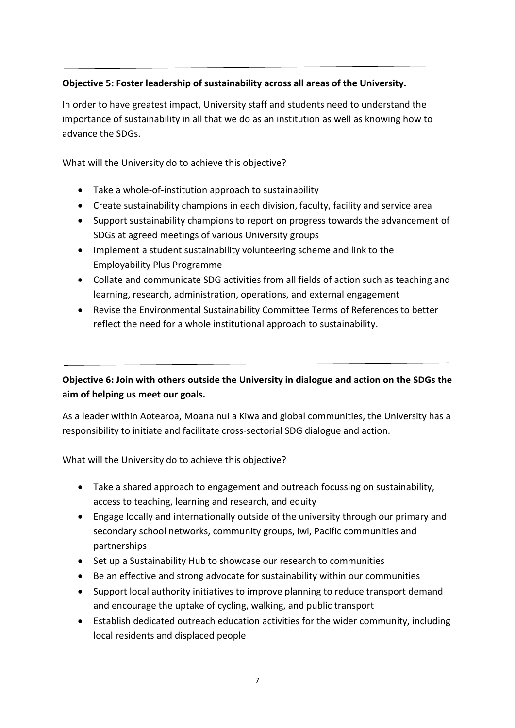**Objective 5: Foster leadership of sustainability across all areas of the University.**

In order to have greatest impact, University staff and students need to understand the importance of sustainability in all that we do as an institution as well as knowing how to advance the SDGs.

What will the University do to achieve this objective?

- Take a whole-of-institution approach to sustainability
- Create sustainability champions in each division, faculty, facility and service area
- Support sustainability champions to report on progress towards the advancement of SDGs at agreed meetings of various University groups
- Implement a student sustainability volunteering scheme and link to the Employability Plus Programme
- Collate and communicate SDG activities from all fields of action such as teaching and learning, research, administration, operations, and external engagement
- Revise the Environmental Sustainability Committee Terms of References to better reflect the need for a whole institutional approach to sustainability.

---

**Objective 6: Join with others outside the University in dialogue and action on the SDGs the aim of helping us meet our goals.**

As a leader within Aotearoa, Moana nui a Kiwa and global communities, the University has a responsibility to initiate and facilitate cross-sectorial SDG dialogue and action.

What will the University do to achieve this objective?

- Take a shared approach to engagement and outreach focussing on sustainability, access to teaching, learning and research, and equity
- Engage locally and internationally outside of the university through our primary and secondary school networks, community groups, iwi, Pacific communities and partnerships
- Set up a Sustainability Hub to showcase our research to communities
- Be an effective and strong advocate for sustainability within our communities
- Support local authority initiatives to improve planning to reduce transport demand and encourage the uptake of cycling, walking, and public transport
- Establish dedicated outreach education activities for the wider community, including local residents and displaced people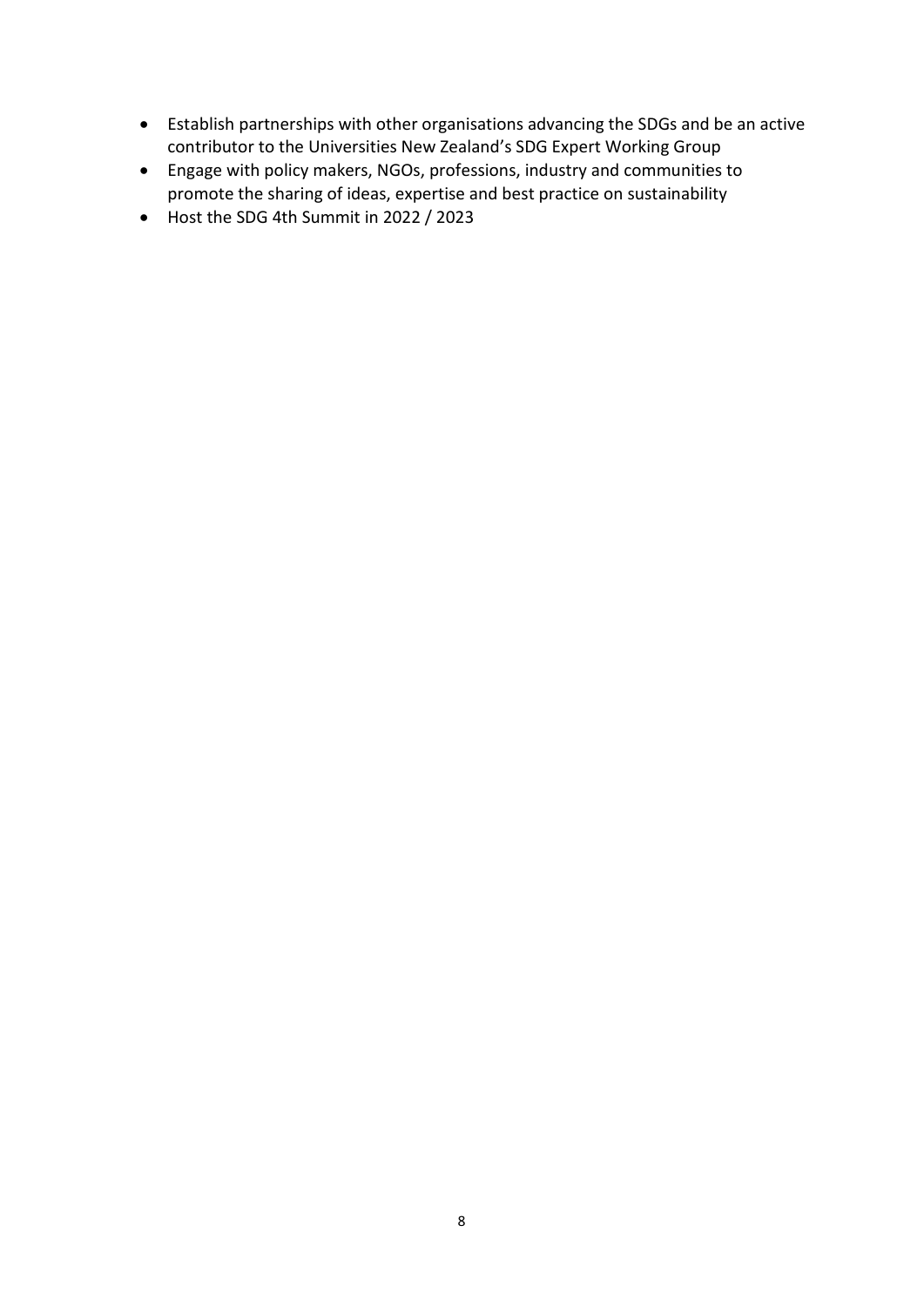- Establish partnerships with other organisations advancing the SDGs and be an active contributor to the Universities New Zealand's SDG Expert Working Group
- Engage with policy makers, NGOs, professions, industry and communities to promote the sharing of ideas, expertise and best practice on sustainability
- Host the SDG 4th Summit in 2022 / 2023